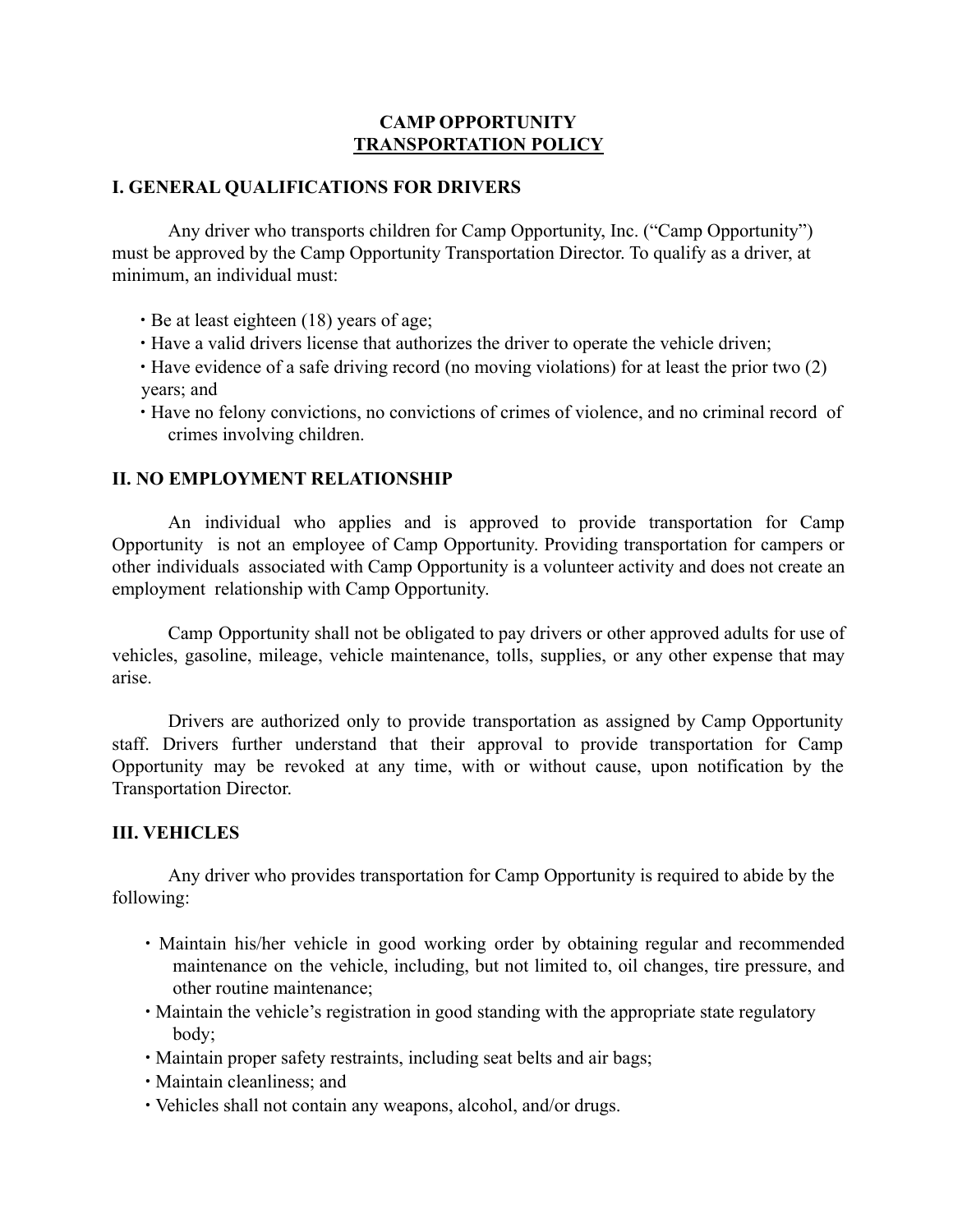# CAMP OPPORTUNITY
## TRANSPORTATION POLICY

## I. GENERAL QUALIFICATIONS FOR DRIVERS

Any driver who transports children for Camp Opportunity, Inc. ("Camp Opportunity") must be approved by the Camp Opportunity Transportation Director. To qualify as a driver, at minimum, an individual must:

- Be at least eighteen (18) years of age;
- Have a valid drivers license that authorizes the driver to operate the vehicle driven;
- Have evidence of a safe driving record (no moving violations) for at least the prior two (2) years; and
- Have no felony convictions, no convictions of crimes of violence, and no criminal record of crimes involving children.

## II. NO EMPLOYMENT RELATIONSHIP

An individual who applies and is approved to provide transportation for Camp Opportunity is not an employee of Camp Opportunity. Providing transportation for campers or other individuals associated with Camp Opportunity is a volunteer activity and does not create an employment relationship with Camp Opportunity.

Camp Opportunity shall not be obligated to pay drivers or other approved adults for use of vehicles, gasoline, mileage, vehicle maintenance, tolls, supplies, or any other expense that may arise.

Drivers are authorized only to provide transportation as assigned by Camp Opportunity staff. Drivers further understand that their approval to provide transportation for Camp Opportunity may be revoked at any time, with or without cause, upon notification by the Transportation Director.

## III. VEHICLES

Any driver who provides transportation for Camp Opportunity is required to abide by the following:

- Maintain his/her vehicle in good working order by obtaining regular and recommended maintenance on the vehicle, including, but not limited to, oil changes, tire pressure, and other routine maintenance;
- Maintain the vehicle's registration in good standing with the appropriate state regulatory body;
- Maintain proper safety restraints, including seat belts and air bags;
- Maintain cleanliness; and
- Vehicles shall not contain any weapons, alcohol, and/or drugs.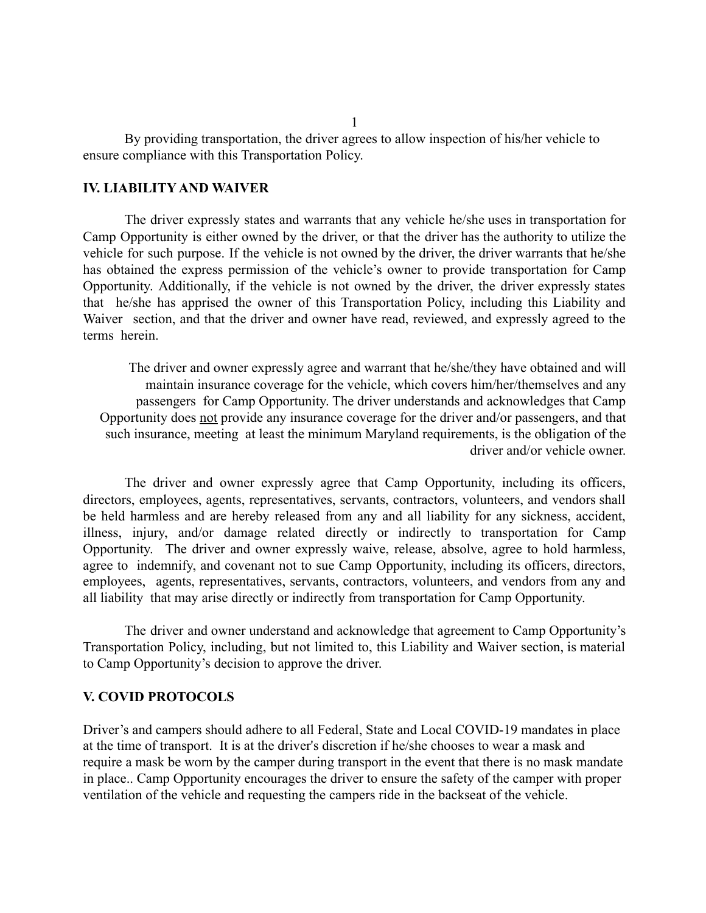By providing transportation, the driver agrees to allow inspection of his/her vehicle to ensure compliance with this Transportation Policy.

## IV. LIABILITY AND WAIVER

The driver expressly states and warrants that any vehicle he/she uses in transportation for Camp Opportunity is either owned by the driver, or that the driver has the authority to utilize the vehicle for such purpose. If the vehicle is not owned by the driver, the driver warrants that he/she has obtained the express permission of the vehicle's owner to provide transportation for Camp Opportunity. Additionally, if the vehicle is not owned by the driver, the driver expressly states that he/she has apprised the owner of this Transportation Policy, including this Liability and Waiver section, and that the driver and owner have read, reviewed, and expressly agreed to the terms herein.

The driver and owner expressly agree and warrant that he/she/they have obtained and will maintain insurance coverage for the vehicle, which covers him/her/themselves and any passengers for Camp Opportunity. The driver understands and acknowledges that Camp Opportunity does <u>not</u> provide any insurance coverage for the driver and/or passengers, and that such insurance, meeting at least the minimum Maryland requirements, is the obligation of the driver and/or vehicle owner.

The driver and owner expressly agree that Camp Opportunity, including its officers, directors, employees, agents, representatives, servants, contractors, volunteers, and vendors shall be held harmless and are hereby released from any and all liability for any sickness, accident, illness, injury, and/or damage related directly or indirectly to transportation for Camp Opportunity. The driver and owner expressly waive, release, absolve, agree to hold harmless, agree to indemnify, and covenant not to sue Camp Opportunity, including its officers, directors, employees, agents, representatives, servants, contractors, volunteers, and vendors from any and all liability that may arise directly or indirectly from transportation for Camp Opportunity.

The driver and owner understand and acknowledge that agreement to Camp Opportunity's Transportation Policy, including, but not limited to, this Liability and Waiver section, is material to Camp Opportunity's decision to approve the driver.

## V. COVID PROTOCOLS

Driver's and campers should adhere to all Federal, State and Local COVID-19 mandates in place at the time of transport. It is at the driver's discretion if he/she chooses to wear a mask and require a mask be worn by the camper during transport in the event that there is no mask mandate in place.. Camp Opportunity encourages the driver to ensure the safety of the camper with proper ventilation of the vehicle and requesting the campers ride in the backseat of the vehicle.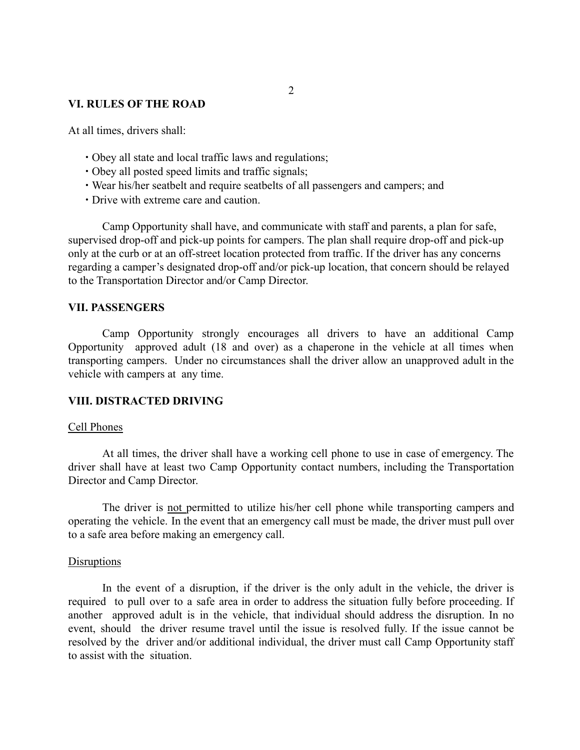## VI. RULES OF THE ROAD

At all times, drivers shall:

- Obey all state and local traffic laws and regulations;
- Obey all posted speed limits and traffic signals;
- Wear his/her seatbelt and require seatbelts of all passengers and campers; and
- Drive with extreme care and caution.

Camp Opportunity shall have, and communicate with staff and parents, a plan for safe, supervised drop-off and pick-up points for campers. The plan shall require drop-off and pick-up only at the curb or at an off-street location protected from traffic. If the driver has any concerns regarding a camper's designated drop-off and/or pick-up location, that concern should be relayed to the Transportation Director and/or Camp Director.

## VII. PASSENGERS

Camp Opportunity strongly encourages all drivers to have an additional Camp Opportunity approved adult (18 and over) as a chaperone in the vehicle at all times when transporting campers. Under no circumstances shall the driver allow an unapproved adult in the vehicle with campers at any time.

## VIII. DISTRACTED DRIVING

### Cell Phones

At all times, the driver shall have a working cell phone to use in case of emergency. The driver shall have at least two Camp Opportunity contact numbers, including the Transportation Director and Camp Director.

The driver is not permitted to utilize his/her cell phone while transporting campers and operating the vehicle. In the event that an emergency call must be made, the driver must pull over to a safe area before making an emergency call.

### Disruptions

In the event of a disruption, if the driver is the only adult in the vehicle, the driver is required to pull over to a safe area in order to address the situation fully before proceeding. If another approved adult is in the vehicle, that individual should address the disruption. In no event, should the driver resume travel until the issue is resolved fully. If the issue cannot be resolved by the driver and/or additional individual, the driver must call Camp Opportunity staff to assist with the situation.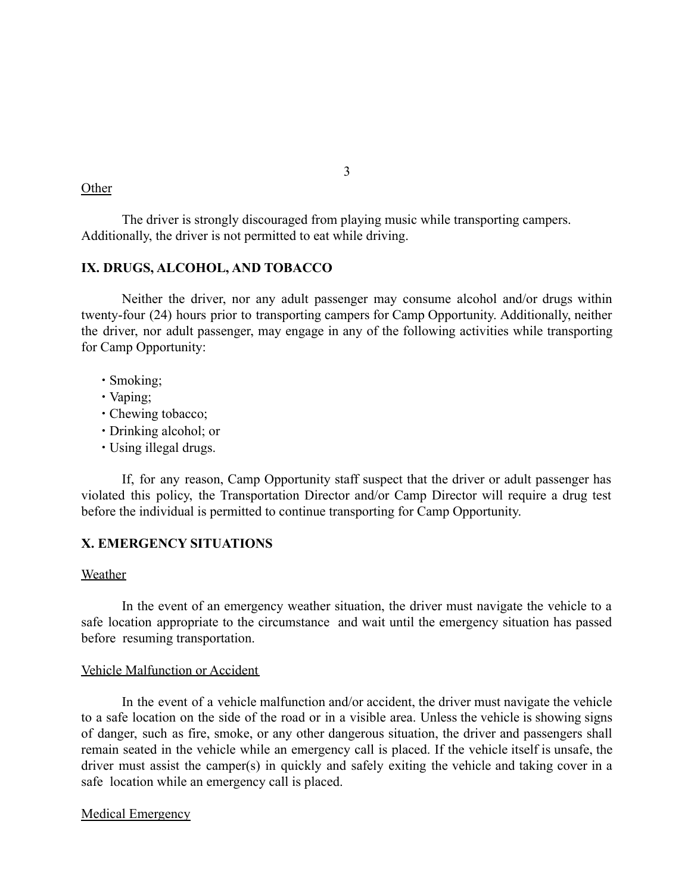Other

The driver is strongly discouraged from playing music while transporting campers. Additionally, the driver is not permitted to eat while driving.

## IX. DRUGS, ALCOHOL, AND TOBACCO

Neither the driver, nor any adult passenger may consume alcohol and/or drugs within twenty-four (24) hours prior to transporting campers for Camp Opportunity. Additionally, neither the driver, nor adult passenger, may engage in any of the following activities while transporting for Camp Opportunity:

- Smoking;
- Vaping;
- Chewing tobacco;
- Drinking alcohol; or
- Using illegal drugs.

If, for any reason, Camp Opportunity staff suspect that the driver or adult passenger has violated this policy, the Transportation Director and/or Camp Director will require a drug test before the individual is permitted to continue transporting for Camp Opportunity.

## X. EMERGENCY SITUATIONS

Weather

In the event of an emergency weather situation, the driver must navigate the vehicle to a safe location appropriate to the circumstance and wait until the emergency situation has passed before resuming transportation.

Vehicle Malfunction or Accident

In the event of a vehicle malfunction and/or accident, the driver must navigate the vehicle to a safe location on the side of the road or in a visible area. Unless the vehicle is showing signs of danger, such as fire, smoke, or any other dangerous situation, the driver and passengers shall remain seated in the vehicle while an emergency call is placed. If the vehicle itself is unsafe, the driver must assist the camper(s) in quickly and safely exiting the vehicle and taking cover in a safe location while an emergency call is placed.

Medical Emergency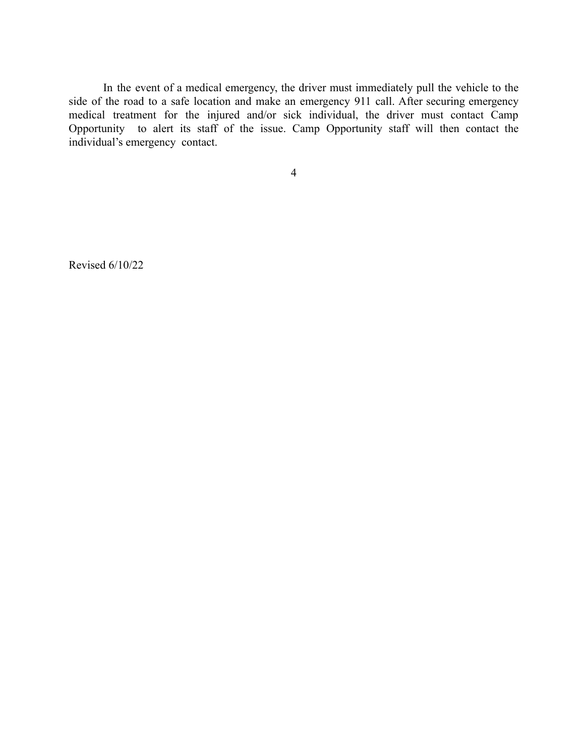In the event of a medical emergency, the driver must immediately pull the vehicle to the side of the road to a safe location and make an emergency 911 call. After securing emergency medical treatment for the injured and/or sick individual, the driver must contact Camp Opportunity to alert its staff of the issue. Camp Opportunity staff will then contact the individual's emergency contact.

Revised 6/10/22